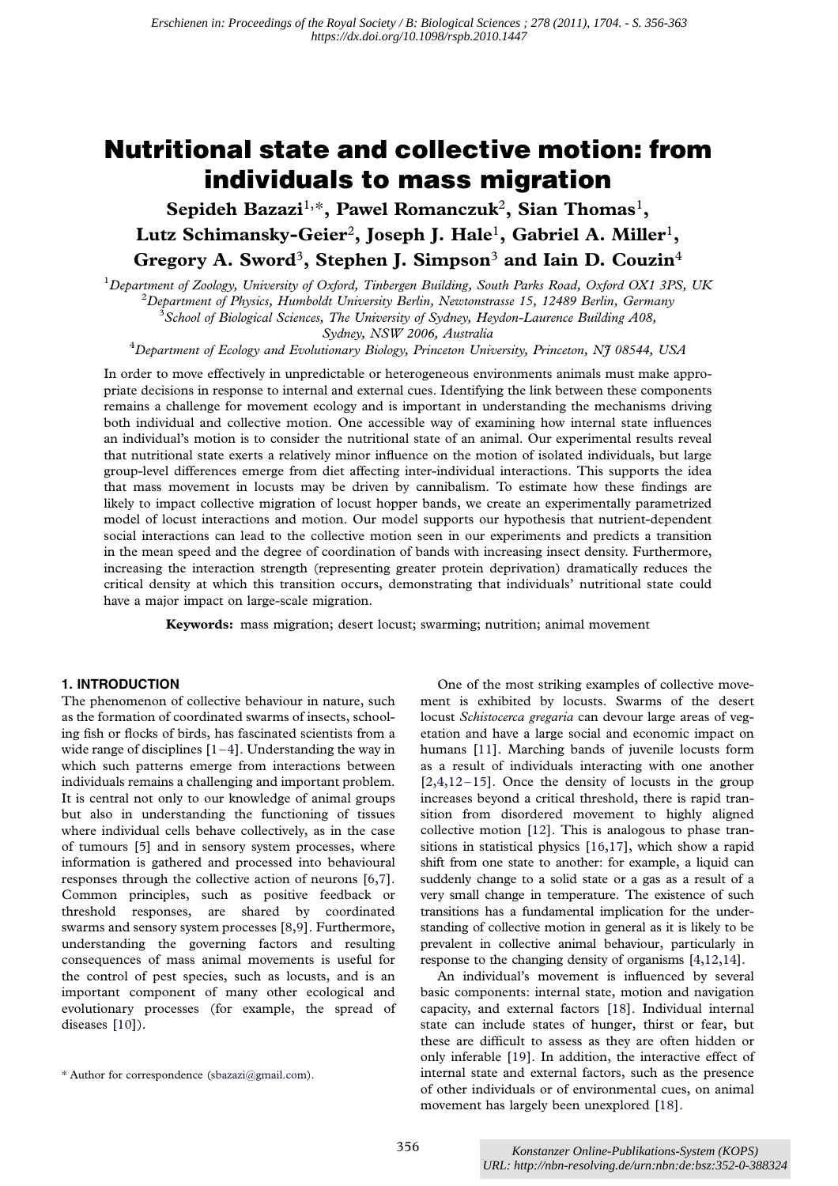Erschienen in: Proceedings of the Royal Society / B: Biological Sciences ; 278 (2011), 1704. - S. 356-363
https://dx.doi.org/10.1098/rspb.2010.1447

# Nutritional state and collective motion: from individuals to mass migration

**Sepideh Bazazi[1,*], Pawel Romanczuk[2], Sian Thomas[1], Lutz Schimansky-Geier[2], Joseph J. Hale[1], Gabriel A. Miller[1], Gregory A. Sword[3], Stephen J. Simpson[3] and Iain D. Couzin[4]**

[1] *Department of Zoology, University of Oxford, Tinbergen Building, South Parks Road, Oxford OX1 3PS, UK*
[2] *Department of Physics, Humboldt University Berlin, Newtonstrasse 15, 12489 Berlin, Germany*
[3] *School of Biological Sciences, The University of Sydney, Heydon-Laurence Building A08, Sydney, NSW 2006, Australia*
[4] *Department of Ecology and Evolutionary Biology, Princeton University, Princeton, NJ 08544, USA*

In order to move effectively in unpredictable or heterogeneous environments animals must make appropriate decisions in response to internal and external cues. Identifying the link between these components remains a challenge for movement ecology and is important in understanding the mechanisms driving both individual and collective motion. One accessible way of examining how internal state influences an individual's motion is to consider the nutritional state of an animal. Our experimental results reveal that nutritional state exerts a relatively minor influence on the motion of isolated individuals, but large group-level differences emerge from diet affecting inter-individual interactions. This supports the idea that mass movement in locusts may be driven by cannibalism. To estimate how these findings are likely to impact collective migration of locust hopper bands, we create an experimentally parametrized model of locust interactions and motion. Our model supports our hypothesis that nutrient-dependent social interactions can lead to the collective motion seen in our experiments and predicts a transition in the mean speed and the degree of coordination of bands with increasing insect density. Furthermore, increasing the interaction strength (representing greater protein deprivation) dramatically reduces the critical density at which this transition occurs, demonstrating that individuals' nutritional state could have a major impact on large-scale migration.

**Keywords:** mass migration; desert locust; swarming; nutrition; animal movement

## 1. INTRODUCTION

The phenomenon of collective behaviour in nature, such as the formation of coordinated swarms of insects, schooling fish or flocks of birds, has fascinated scientists from a wide range of disciplines [1–4]. Understanding the way in which such patterns emerge from interactions between individuals remains a challenging and important problem. It is central not only to our knowledge of animal groups but also in understanding the functioning of tissues where individual cells behave collectively, as in the case of tumours [5] and in sensory system processes, where information is gathered and processed into behavioural responses through the collective action of neurons [6,7]. Common principles, such as positive feedback or threshold responses, are shared by coordinated swarms and sensory system processes [8,9]. Furthermore, understanding the governing factors and resulting consequences of mass animal movements is useful for the control of pest species, such as locusts, and is an important component of many other ecological and evolutionary processes (for example, the spread of diseases [10]).

One of the most striking examples of collective movement is exhibited by locusts. Swarms of the desert locust *Schistocerca gregaria* can devour large areas of vegetation and have a large social and economic impact on humans [11]. Marching bands of juvenile locusts form as a result of individuals interacting with one another [2,4,12–15]. Once the density of locusts in the group increases beyond a critical threshold, there is rapid transition from disordered movement to highly aligned collective motion [12]. This is analogous to phase transitions in statistical physics [16,17], which show a rapid shift from one state to another: for example, a liquid can suddenly change to a solid state or a gas as a result of a very small change in temperature. The existence of such transitions has a fundamental implication for the understanding of collective motion in general as it is likely to be prevalent in collective animal behaviour, particularly in response to the changing density of organisms [4,12,14].

An individual's movement is influenced by several basic components: internal state, motion and navigation capacity, and external factors [18]. Individual internal state can include states of hunger, thirst or fear, but these are difficult to assess as they are often hidden or only inferable [19]. In addition, the interactive effect of internal state and external factors, such as the presence of other individuals or of environmental cues, on animal movement has largely been unexplored [18].

\* Author for correspondence (sbazazi@gmail.com).

Konstanzer Online-Publikations-System (KOPS)
URL: http://nbn-resolving.de/urn:nbn:de:bsz:352-0-388324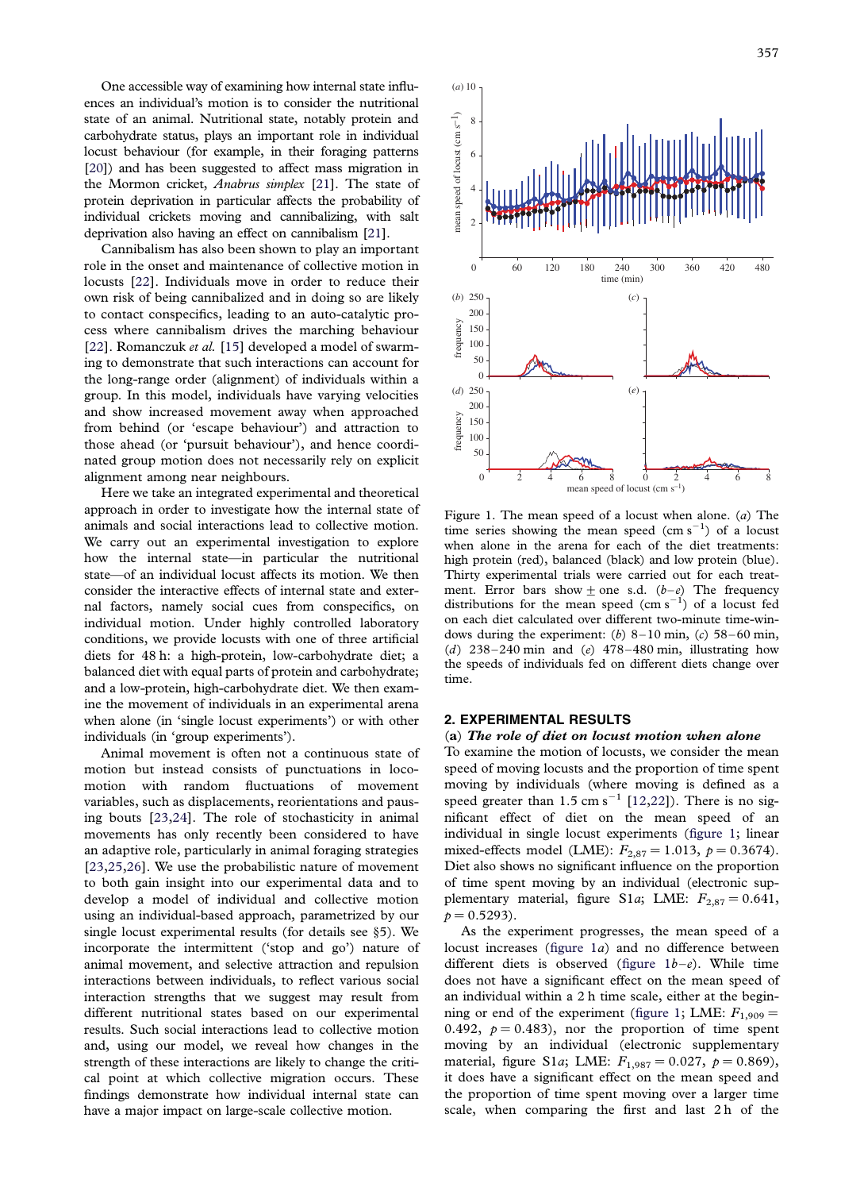One accessible way of examining how internal state influences an individual's motion is to consider the nutritional state of an animal. Nutritional state, notably protein and carbohydrate status, plays an important role in individual locust behaviour (for example, in their foraging patterns [20]) and has been suggested to affect mass migration in the Mormon cricket, *Anabrus simplex* [21]. The state of protein deprivation in particular affects the probability of individual crickets moving and cannibalizing, with salt deprivation also having an effect on cannibalism [21].

Cannibalism has also been shown to play an important role in the onset and maintenance of collective motion in locusts [22]. Individuals move in order to reduce their own risk of being cannibalized and in doing so are likely to contact conspecifics, leading to an auto-catalytic process where cannibalism drives the marching behaviour [22]. Romanczuk *et al.* [15] developed a model of swarming to demonstrate that such interactions can account for the long-range order (alignment) of individuals within a group. In this model, individuals have varying velocities and show increased movement away when approached from behind (or 'escape behaviour') and attraction to those ahead (or 'pursuit behaviour'), and hence coordinated group motion does not necessarily rely on explicit alignment among near neighbours.

Here we take an integrated experimental and theoretical approach in order to investigate how the internal state of animals and social interactions lead to collective motion. We carry out an experimental investigation to explore how the internal state—in particular the nutritional state—of an individual locust affects its motion. We then consider the interactive effects of internal state and external factors, namely social cues from conspecifics, on individual motion. Under highly controlled laboratory conditions, we provide locusts with one of three artificial diets for 48 h: a high-protein, low-carbohydrate diet; a balanced diet with equal parts of protein and carbohydrate; and a low-protein, high-carbohydrate diet. We then examine the movement of individuals in an experimental arena when alone (in 'single locust experiments') or with other individuals (in 'group experiments').

Animal movement is often not a continuous state of motion but instead consists of punctuations in locomotion with random fluctuations of movement variables, such as displacements, reorientations and pausing bouts [23,24]. The role of stochasticity in animal movements has only recently been considered to have an adaptive role, particularly in animal foraging strategies [23,25,26]. We use the probabilistic nature of movement to both gain insight into our experimental data and to develop a model of individual and collective motion using an individual-based approach, parametrized by our single locust experimental results (for details see §5). We incorporate the intermittent ('stop and go') nature of animal movement, and selective attraction and repulsion interactions between individuals, to reflect various social interaction strengths that we suggest may result from different nutritional states based on our experimental results. Such social interactions lead to collective motion and, using our model, we reveal how changes in the strength of these interactions are likely to change the critical point at which collective migration occurs. These findings demonstrate how individual internal state can have a major impact on large-scale collective motion.

Figure 1. The mean speed of a locust when alone. (*a*) The time series showing the mean speed ($\text{cm s}^{-1}$) of a locust when alone in the arena for each of the diet treatments: high protein (red), balanced (black) and low protein (blue). Thirty experimental trials were carried out for each treatment. Error bars show ± one s.d. (*b*–*e*) The frequency distributions for the mean speed ($\text{cm s}^{-1}$) of a locust fed on each diet calculated over different two-minute time-windows during the experiment: (*b*) 8–10 min, (*c*) 58–60 min, (*d*) 238–240 min and (*e*) 478–480 min, illustrating how the speeds of individuals fed on different diets change over time.

## 2. EXPERIMENTAL RESULTS

### (a) *The role of diet on locust motion when alone*

To examine the motion of locusts, we consider the mean speed of moving locusts and the proportion of time spent moving by individuals (where moving is defined as a speed greater than $1.5\ \text{cm s}^{-1}$ [12,22]). There is no significant effect of diet on the mean speed of an individual in single locust experiments (figure 1; linear mixed-effects model (LME): $F_{2,87} = 1.013$, $p = 0.3674$). Diet also shows no significant influence on the proportion of time spent moving by an individual (electronic supplementary material, figure S1*a*; LME: $F_{2,87} = 0.641$, $p = 0.5293$).

As the experiment progresses, the mean speed of a locust increases (figure 1*a*) and no difference between different diets is observed (figure 1*b*–*e*). While time does not have a significant effect on the mean speed of an individual within a 2 h time scale, either at the beginning or end of the experiment (figure 1; LME: $F_{1,909} = 0.492$, $p = 0.483$), nor the proportion of time spent moving by an individual (electronic supplementary material, figure S1*a*; LME: $F_{1,987} = 0.027$, $p = 0.869$), it does have a significant effect on the mean speed and the proportion of time spent moving over a larger time scale, when comparing the first and last 2 h of the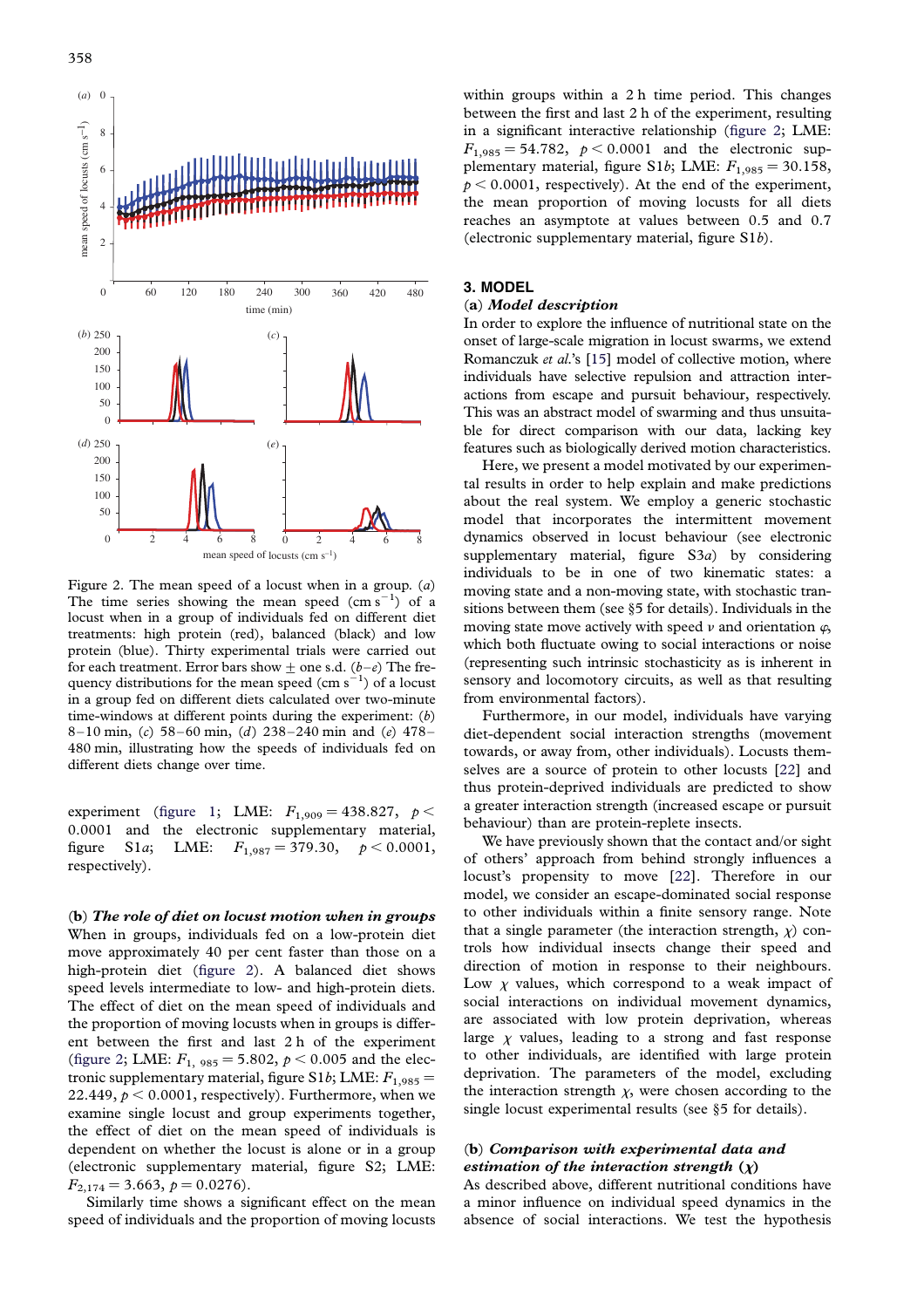Figure 2. The mean speed of a locust when in a group. (*a*) The time series showing the mean speed (cm s$^{-1}$) of a locust when in a group of individuals fed on different diet treatments: high protein (red), balanced (black) and low protein (blue). Thirty experimental trials were carried out for each treatment. Error bars show ± one s.d. (*b–e*) The frequency distributions for the mean speed (cm s$^{-1}$) of a locust in a group fed on different diets calculated over two-minute time-windows at different points during the experiment: (*b*) 8–10 min, (*c*) 58–60 min, (*d*) 238–240 min and (*e*) 478–480 min, illustrating how the speeds of individuals fed on different diets change over time.

experiment (figure 1; LME: $F_{1,909} = 438.827$, $p < 0.0001$ and the electronic supplementary material, figure S1*a*; LME: $F_{1,987} = 379.30$, $p < 0.0001$, respectively).

### (b) *The role of diet on locust motion when in groups*

When in groups, individuals fed on a low-protein diet move approximately 40 per cent faster than those on a high-protein diet (figure 2). A balanced diet shows speed levels intermediate to low- and high-protein diets. The effect of diet on the mean speed of individuals and the proportion of moving locusts when in groups is different between the first and last 2 h of the experiment (figure 2; LME: $F_{1,985} = 5.802$, $p < 0.005$ and the electronic supplementary material, figure S1*b*; LME: $F_{1,985} = 22.449$, $p < 0.0001$, respectively). Furthermore, when we examine single locust and group experiments together, the effect of diet on the mean speed of individuals is dependent on whether the locust is alone or in a group (electronic supplementary material, figure S2; LME: $F_{2,174} = 3.663$, $p = 0.0276$).

Similarly time shows a significant effect on the mean speed of individuals and the proportion of moving locusts within groups within a 2 h time period. This changes between the first and last 2 h of the experiment, resulting in a significant interactive relationship (figure 2; LME: $F_{1,985} = 54.782$, $p < 0.0001$ and the electronic supplementary material, figure S1*b*; LME: $F_{1,985} = 30.158$, $p < 0.0001$, respectively). At the end of the experiment, the mean proportion of moving locusts for all diets reaches an asymptote at values between 0.5 and 0.7 (electronic supplementary material, figure S1*b*).

## 3. MODEL

### (a) *Model description*

In order to explore the influence of nutritional state on the onset of large-scale migration in locust swarms, we extend Romanczuk *et al.*'s [15] model of collective motion, where individuals have selective repulsion and attraction interactions from escape and pursuit behaviour, respectively. This was an abstract model of swarming and thus unsuitable for direct comparison with our data, lacking key features such as biologically derived motion characteristics.

Here, we present a model motivated by our experimental results in order to help explain and make predictions about the real system. We employ a generic stochastic model that incorporates the intermittent movement dynamics observed in locust behaviour (see electronic supplementary material, figure S3*a*) by considering individuals to be in one of two kinematic states: a moving state and a non-moving state, with stochastic transitions between them (see §5 for details). Individuals in the moving state move actively with speed $v$ and orientation $\varphi$, which both fluctuate owing to social interactions or noise (representing such intrinsic stochasticity as is inherent in sensory and locomotory circuits, as well as that resulting from environmental factors).

Furthermore, in our model, individuals have varying diet-dependent social interaction strengths (movement towards, or away from, other individuals). Locusts themselves are a source of protein to other locusts [22] and thus protein-deprived individuals are predicted to show a greater interaction strength (increased escape or pursuit behaviour) than are protein-replete insects.

We have previously shown that the contact and/or sight of others' approach from behind strongly influences a locust's propensity to move [22]. Therefore in our model, we consider an escape-dominated social response to other individuals within a finite sensory range. Note that a single parameter (the interaction strength, $\chi$) controls how individual insects change their speed and direction of motion in response to their neighbours. Low $\chi$ values, which correspond to a weak impact of social interactions on individual movement dynamics, are associated with low protein deprivation, whereas large $\chi$ values, leading to a strong and fast response to other individuals, are identified with large protein deprivation. The parameters of the model, excluding the interaction strength $\chi$, were chosen according to the single locust experimental results (see §5 for details).

### (b) *Comparison with experimental data and estimation of the interaction strength ($\chi$)*

As described above, different nutritional conditions have a minor influence on individual speed dynamics in the absence of social interactions. We test the hypothesis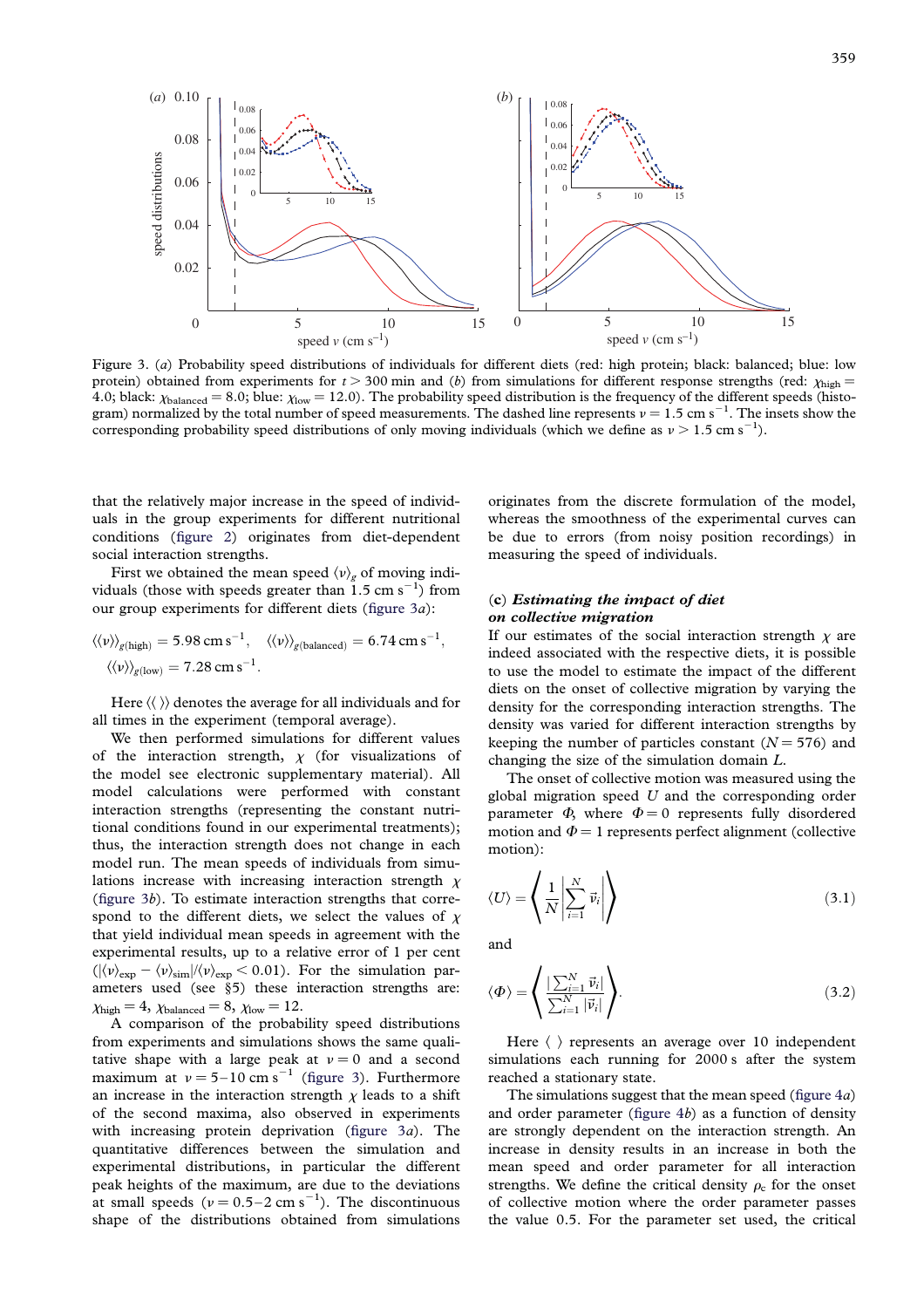Figure 3. (*a*) Probability speed distributions of individuals for different diets (red: high protein; black: balanced; blue: low protein) obtained from experiments for $t > 300$ min and (*b*) from simulations for different response strengths (red: $\chi_{\text{high}} = 4.0$; black: $\chi_{\text{balanced}} = 8.0$; blue: $\chi_{\text{low}} = 12.0$). The probability speed distribution is the frequency of the different speeds (histogram) normalized by the total number of speed measurements. The dashed line represents $v = 1.5\ \text{cm s}^{-1}$. The insets show the corresponding probability speed distributions of only moving individuals (which we define as $v > 1.5\ \text{cm s}^{-1}$).

that the relatively major increase in the speed of individuals in the group experiments for different nutritional conditions (figure 2) originates from diet-dependent social interaction strengths.

First we obtained the mean speed $\langle v \rangle_g$ of moving individuals (those with speeds greater than $1.5\ \text{cm s}^{-1}$) from our group experiments for different diets (figure 3*a*):

$$\langle\langle v \rangle\rangle_{g(\text{high})} = 5.98\ \text{cm s}^{-1}, \quad \langle\langle v \rangle\rangle_{g(\text{balanced})} = 6.74\ \text{cm s}^{-1},$$
$$\langle\langle v \rangle\rangle_{g(\text{low})} = 7.28\ \text{cm s}^{-1}.$$

Here $\langle\langle\ \rangle\rangle$ denotes the average for all individuals and for all times in the experiment (temporal average).

We then performed simulations for different values of the interaction strength, $\chi$ (for visualizations of the model see electronic supplementary material). All model calculations were performed with constant interaction strengths (representing the constant nutritional conditions found in our experimental treatments); thus, the interaction strength does not change in each model run. The mean speeds of individuals from simulations increase with increasing interaction strength $\chi$ (figure 3*b*). To estimate interaction strengths that correspond to the different diets, we select the values of $\chi$ that yield individual mean speeds in agreement with the experimental results, up to a relative error of 1 per cent ($|\langle v \rangle_{\text{exp}} - \langle v \rangle_{\text{sim}}| / \langle v \rangle_{\text{exp}} < 0.01$). For the simulation parameters used (see §5) these interaction strengths are: $\chi_{\text{high}} = 4$, $\chi_{\text{balanced}} = 8$, $\chi_{\text{low}} = 12$.

A comparison of the probability speed distributions from experiments and simulations shows the same qualitative shape with a large peak at $v = 0$ and a second maximum at $v = 5$–$10\ \text{cm s}^{-1}$ (figure 3). Furthermore an increase in the interaction strength $\chi$ leads to a shift of the second maxima, also observed in experiments with increasing protein deprivation (figure 3*a*). The quantitative differences between the simulation and experimental distributions, in particular the different peak heights of the maximum, are due to the deviations at small speeds ($v = 0.5$–$2\ \text{cm s}^{-1}$). The discontinuous shape of the distributions obtained from simulations originates from the discrete formulation of the model, whereas the smoothness of the experimental curves can be due to errors (from noisy position recordings) in measuring the speed of individuals.

### (c) *Estimating the impact of diet on collective migration*

If our estimates of the social interaction strength $\chi$ are indeed associated with the respective diets, it is possible to use the model to estimate the impact of the different diets on the onset of collective migration by varying the density for the corresponding interaction strengths. The density was varied for different interaction strengths by keeping the number of particles constant ($N = 576$) and changing the size of the simulation domain $L$.

The onset of collective motion was measured using the global migration speed $U$ and the corresponding order parameter $\Phi$, where $\Phi = 0$ represents fully disordered motion and $\Phi = 1$ represents perfect alignment (collective motion):

$$\langle U \rangle = \left\langle \frac{1}{N} \left| \sum_{i=1}^{N} \vec{v}_i \right| \right\rangle \tag{3.1}$$

and

$$\langle \Phi \rangle = \left\langle \frac{\left| \sum_{i=1}^{N} \vec{v}_i \right|}{\sum_{i=1}^{N} |\vec{v}_i|} \right\rangle. \tag{3.2}$$

Here $\langle\ \rangle$ represents an average over 10 independent simulations each running for 2000 s after the system reached a stationary state.

The simulations suggest that the mean speed (figure 4*a*) and order parameter (figure 4*b*) as a function of density are strongly dependent on the interaction strength. An increase in density results in an increase in both the mean speed and order parameter for all interaction strengths. We define the critical density $\rho_c$ for the onset of collective motion where the order parameter passes the value 0.5. For the parameter set used, the critical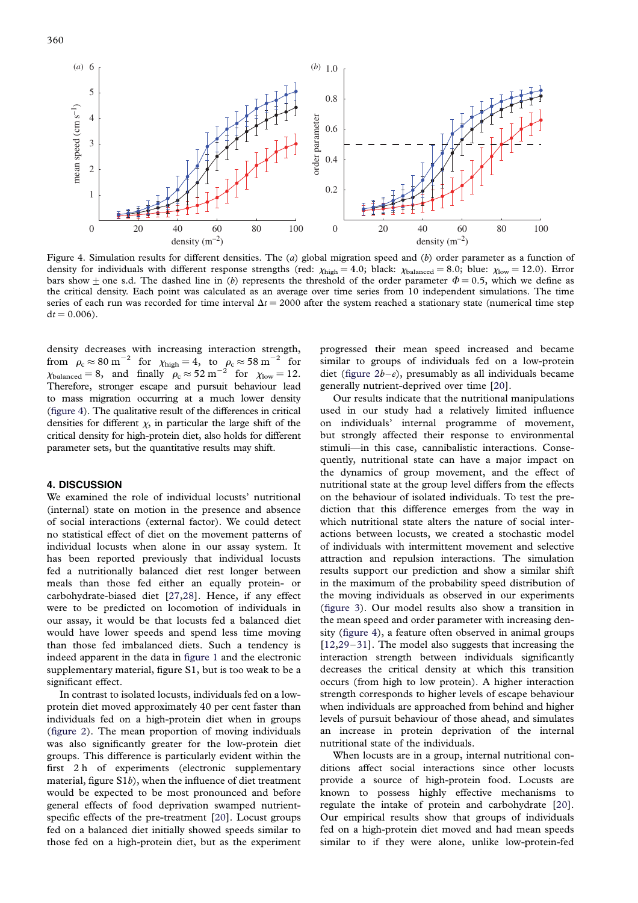Figure 4. Simulation results for different densities. The (*a*) global migration speed and (*b*) order parameter as a function of density for individuals with different response strengths (red: $\chi_{\text{high}} = 4.0$; black: $\chi_{\text{balanced}} = 8.0$; blue: $\chi_{\text{low}} = 12.0$). Error bars show ± one s.d. The dashed line in (*b*) represents the threshold of the order parameter $\Phi = 0.5$, which we define as the critical density. Each point was calculated as an average over time series from 10 independent simulations. The time series of each run was recorded for time interval $\Delta t = 2000$ after the system reached a stationary state (numerical time step $\text{d}t = 0.006$).

density decreases with increasing interaction strength, from $\rho_c \approx 80\ \text{m}^{-2}$ for $\chi_{\text{high}} = 4$, to $\rho_c \approx 58\ \text{m}^{-2}$ for $\chi_{\text{balanced}} = 8$, and finally $\rho_c \approx 52\ \text{m}^{-2}$ for $\chi_{\text{low}} = 12$. Therefore, stronger escape and pursuit behaviour lead to mass migration occurring at a much lower density (figure 4). The qualitative result of the differences in critical densities for different $\chi$, in particular the large shift of the critical density for high-protein diet, also holds for different parameter sets, but the quantitative results may shift.

## 4. DISCUSSION

We examined the role of individual locusts' nutritional (internal) state on motion in the presence and absence of social interactions (external factor). We could detect no statistical effect of diet on the movement patterns of individual locusts when alone in our assay system. It has been reported previously that individual locusts fed a nutritionally balanced diet rest longer between meals than those fed either an equally protein- or carbohydrate-biased diet [27,28]. Hence, if any effect were to be predicted on locomotion of individuals in our assay, it would be that locusts fed a balanced diet would have lower speeds and spend less time moving than those fed imbalanced diets. Such a tendency is indeed apparent in the data in figure 1 and the electronic supplementary material, figure S1, but is too weak to be a significant effect.

In contrast to isolated locusts, individuals fed on a low-protein diet moved approximately 40 per cent faster than individuals fed on a high-protein diet when in groups (figure 2). The mean proportion of moving individuals was also significantly greater for the low-protein diet groups. This difference is particularly evident within the first 2 h of experiments (electronic supplementary material, figure S1*b*), when the influence of diet treatment would be expected to be most pronounced and before general effects of food deprivation swamped nutrient-specific effects of the pre-treatment [20]. Locust groups fed on a balanced diet initially showed speeds similar to those fed on a high-protein diet, but as the experiment progressed their mean speed increased and became similar to groups of individuals fed on a low-protein diet (figure 2*b–e*), presumably as all individuals became generally nutrient-deprived over time [20].

Our results indicate that the nutritional manipulations used in our study had a relatively limited influence on individuals' internal programme of movement, but strongly affected their response to environmental stimuli—in this case, cannibalistic interactions. Consequently, nutritional state can have a major impact on the dynamics of group movement, and the effect of nutritional state at the group level differs from the effects on the behaviour of isolated individuals. To test the prediction that this difference emerges from the way in which nutritional state alters the nature of social interactions between locusts, we created a stochastic model of individuals with intermittent movement and selective attraction and repulsion interactions. The simulation results support our prediction and show a similar shift in the maximum of the probability speed distribution of the moving individuals as observed in our experiments (figure 3). Our model results also show a transition in the mean speed and order parameter with increasing density (figure 4), a feature often observed in animal groups [12,29–31]. The model also suggests that increasing the interaction strength between individuals significantly decreases the critical density at which this transition occurs (from high to low protein). A higher interaction strength corresponds to higher levels of escape behaviour when individuals are approached from behind and higher levels of pursuit behaviour of those ahead, and simulates an increase in protein deprivation of the internal nutritional state of the individuals.

When locusts are in a group, internal nutritional conditions affect social interactions since other locusts provide a source of high-protein food. Locusts are known to possess highly effective mechanisms to regulate the intake of protein and carbohydrate [20]. Our empirical results show that groups of individuals fed on a high-protein diet moved and had mean speeds similar to if they were alone, unlike low-protein-fed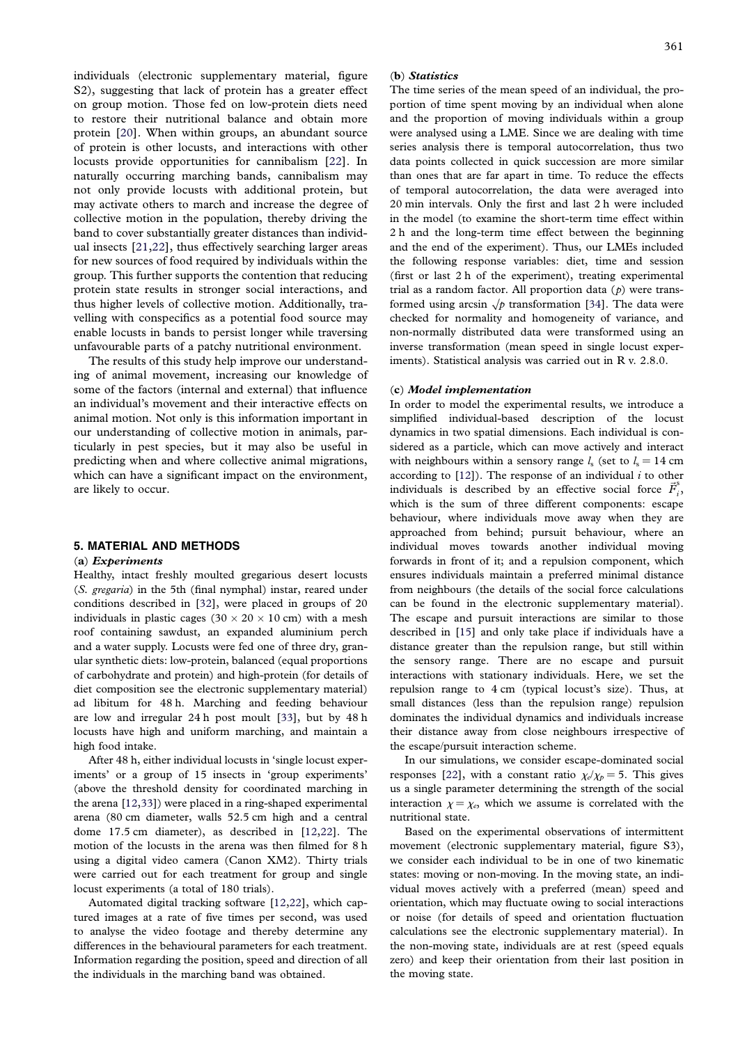individuals (electronic supplementary material, figure S2), suggesting that lack of protein has a greater effect on group motion. Those fed on low-protein diets need to restore their nutritional balance and obtain more protein [20]. When within groups, an abundant source of protein is other locusts, and interactions with other locusts provide opportunities for cannibalism [22]. In naturally occurring marching bands, cannibalism may not only provide locusts with additional protein, but may activate others to march and increase the degree of collective motion in the population, thereby driving the band to cover substantially greater distances than individual insects [21,22], thus effectively searching larger areas for new sources of food required by individuals within the group. This further supports the contention that reducing protein state results in stronger social interactions, and thus higher levels of collective motion. Additionally, travelling with conspecifics as a potential food source may enable locusts in bands to persist longer while traversing unfavourable parts of a patchy nutritional environment.

The results of this study help improve our understanding of animal movement, increasing our knowledge of some of the factors (internal and external) that influence an individual's movement and their interactive effects on animal motion. Not only is this information important in our understanding of collective motion in animals, particularly in pest species, but it may also be useful in predicting when and where collective animal migrations, which can have a significant impact on the environment, are likely to occur.

## 5. MATERIAL AND METHODS

### (a) *Experiments*

Healthy, intact freshly moulted gregarious desert locusts (*S. gregaria*) in the 5th (final nymphal) instar, reared under conditions described in [32], were placed in groups of 20 individuals in plastic cages (30 × 20 × 10 cm) with a mesh roof containing sawdust, an expanded aluminium perch and a water supply. Locusts were fed one of three dry, granular synthetic diets: low-protein, balanced (equal proportions of carbohydrate and protein) and high-protein (for details of diet composition see the electronic supplementary material) ad libitum for 48 h. Marching and feeding behaviour are low and irregular 24 h post moult [33], but by 48 h locusts have high and uniform marching, and maintain a high food intake.

After 48 h, either individual locusts in 'single locust experiments' or a group of 15 insects in 'group experiments' (above the threshold density for coordinated marching in the arena [12,33]) were placed in a ring-shaped experimental arena (80 cm diameter, walls 52.5 cm high and a central dome 17.5 cm diameter), as described in [12,22]. The motion of the locusts in the arena was then filmed for 8 h using a digital video camera (Canon XM2). Thirty trials were carried out for each treatment for group and single locust experiments (a total of 180 trials).

Automated digital tracking software [12,22], which captured images at a rate of five times per second, was used to analyse the video footage and thereby determine any differences in the behavioural parameters for each treatment. Information regarding the position, speed and direction of all the individuals in the marching band was obtained.

### (b) *Statistics*

The time series of the mean speed of an individual, the proportion of time spent moving by an individual when alone and the proportion of moving individuals within a group were analysed using a LME. Since we are dealing with time series analysis there is temporal autocorrelation, thus two data points collected in quick succession are more similar than ones that are far apart in time. To reduce the effects of temporal autocorrelation, the data were averaged into 20 min intervals. Only the first and last 2 h were included in the model (to examine the short-term time effect within 2 h and the long-term time effect between the beginning and the end of the experiment). Thus, our LMEs included the following response variables: diet, time and session (first or last 2 h of the experiment), treating experimental trial as a random factor. All proportion data ($p$) were transformed using arcsin $\sqrt{p}$ transformation [34]. The data were checked for normality and homogeneity of variance, and non-normally distributed data were transformed using an inverse transformation (mean speed in single locust experiments). Statistical analysis was carried out in R v. 2.8.0.

### (c) *Model implementation*

In order to model the experimental results, we introduce a simplified individual-based description of the locust dynamics in two spatial dimensions. Each individual is considered as a particle, which can move actively and interact with neighbours within a sensory range $l_s$ (set to $l_s = 14$ cm according to [12]). The response of an individual $i$ to other individuals is described by an effective social force $\vec{F}_i^s$, which is the sum of three different components: escape behaviour, where individuals move away when they are approached from behind; pursuit behaviour, where an individual moves towards another individual moving forwards in front of it; and a repulsion component, which ensures individuals maintain a preferred minimal distance from neighbours (the details of the social force calculations can be found in the electronic supplementary material). The escape and pursuit interactions are similar to those described in [15] and only take place if individuals have a distance greater than the repulsion range, but still within the sensory range. There are no escape and pursuit interactions with stationary individuals. Here, we set the repulsion range to 4 cm (typical locust's size). Thus, at small distances (less than the repulsion range) repulsion dominates the individual dynamics and individuals increase their distance away from close neighbours irrespective of the escape/pursuit interaction scheme.

In our simulations, we consider escape-dominated social responses [22], with a constant ratio $\chi_e/\chi_p = 5$. This gives us a single parameter determining the strength of the social interaction $\chi = \chi_e$, which we assume is correlated with the nutritional state.

Based on the experimental observations of intermittent movement (electronic supplementary material, figure S3), we consider each individual to be in one of two kinematic states: moving or non-moving. In the moving state, an individual moves actively with a preferred (mean) speed and orientation, which may fluctuate owing to social interactions or noise (for details of speed and orientation fluctuation calculations see the electronic supplementary material). In the non-moving state, individuals are at rest (speed equals zero) and keep their orientation from their last position in the moving state.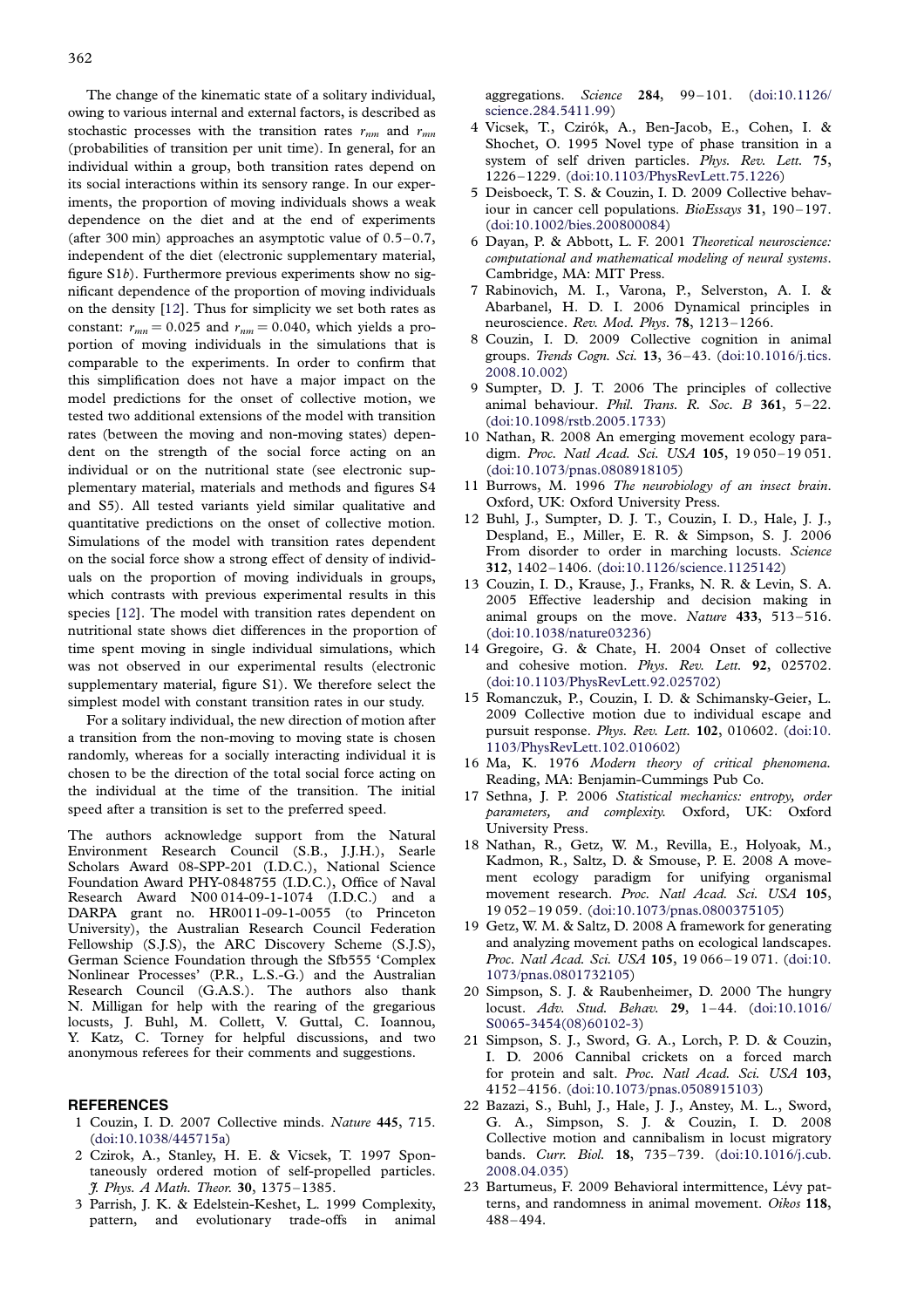The change of the kinematic state of a solitary individual, owing to various internal and external factors, is described as stochastic processes with the transition rates $r_{nm}$ and $r_{mn}$ (probabilities of transition per unit time). In general, for an individual within a group, both transition rates depend on its social interactions within its sensory range. In our experiments, the proportion of moving individuals shows a weak dependence on the diet and at the end of experiments (after 300 min) approaches an asymptotic value of 0.5–0.7, independent of the diet (electronic supplementary material, figure S1*b*). Furthermore previous experiments show no significant dependence of the proportion of moving individuals on the density [12]. Thus for simplicity we set both rates as constant: $r_{mn} = 0.025$ and $r_{nm} = 0.040$, which yields a proportion of moving individuals in the simulations that is comparable to the experiments. In order to confirm that this simplification does not have a major impact on the model predictions for the onset of collective motion, we tested two additional extensions of the model with transition rates (between the moving and non-moving states) dependent on the strength of the social force acting on an individual or on the nutritional state (see electronic supplementary material, materials and methods and figures S4 and S5). All tested variants yield similar qualitative and quantitative predictions on the onset of collective motion. Simulations of the model with transition rates dependent on the social force show a strong effect of density of individuals on the proportion of moving individuals in groups, which contrasts with previous experimental results in this species [12]. The model with transition rates dependent on nutritional state shows diet differences in the proportion of time spent moving in single individual simulations, which was not observed in our experimental results (electronic supplementary material, figure S1). We therefore select the simplest model with constant transition rates in our study.

For a solitary individual, the new direction of motion after a transition from the non-moving to moving state is chosen randomly, whereas for a socially interacting individual it is chosen to be the direction of the total social force acting on the individual at the time of the transition. The initial speed after a transition is set to the preferred speed.

The authors acknowledge support from the Natural Environment Research Council (S.B., J.J.H.), Searle Scholars Award 08-SPP-201 (I.D.C.), National Science Foundation Award PHY-0848755 (I.D.C.), Office of Naval Research Award N00 014-09-1-1074 (I.D.C.) and a DARPA grant no. HR0011-09-1-0055 (to Princeton University), the Australian Research Council Federation Fellowship (S.J.S), the ARC Discovery Scheme (S.J.S), German Science Foundation through the Sfb555 'Complex Nonlinear Processes' (P.R., L.S.-G.) and the Australian Research Council (G.A.S.). The authors also thank N. Milligan for help with the rearing of the gregarious locusts, J. Buhl, M. Collett, V. Guttal, C. Ioannou, Y. Katz, C. Torney for helpful discussions, and two anonymous referees for their comments and suggestions.

## REFERENCES

1. Couzin, I. D. 2007 Collective minds. *Nature* **445**, 715. (doi:10.1038/445715a)
2. Czirok, A., Stanley, H. E. & Vicsek, T. 1997 Spontaneously ordered motion of self-propelled particles. *J. Phys. A Math. Theor.* **30**, 1375–1385.
3. Parrish, J. K. & Edelstein-Keshet, L. 1999 Complexity, pattern, and evolutionary trade-offs in animal aggregations. *Science* **284**, 99–101. (doi:10.1126/science.284.5411.99)
4. Vicsek, T., Czirók, A., Ben-Jacob, E., Cohen, I. & Shochet, O. 1995 Novel type of phase transition in a system of self driven particles. *Phys. Rev. Lett.* **75**, 1226–1229. (doi:10.1103/PhysRevLett.75.1226)
5. Deisboeck, T. S. & Couzin, I. D. 2009 Collective behaviour in cancer cell populations. *BioEssays* **31**, 190–197. (doi:10.1002/bies.200800084)
6. Dayan, P. & Abbott, L. F. 2001 *Theoretical neuroscience: computational and mathematical modeling of neural systems*. Cambridge, MA: MIT Press.
7. Rabinovich, M. I., Varona, P., Selverston, A. I. & Abarbanel, H. D. I. 2006 Dynamical principles in neuroscience. *Rev. Mod. Phys.* **78**, 1213–1266.
8. Couzin, I. D. 2009 Collective cognition in animal groups. *Trends Cogn. Sci.* **13**, 36–43. (doi:10.1016/j.tics.2008.10.002)
9. Sumpter, D. J. T. 2006 The principles of collective animal behaviour. *Phil. Trans. R. Soc. B* **361**, 5–22. (doi:10.1098/rstb.2005.1733)
10. Nathan, R. 2008 An emerging movement ecology paradigm. *Proc. Natl Acad. Sci. USA* **105**, 19 050–19 051. (doi:10.1073/pnas.0808918105)
11. Burrows, M. 1996 *The neurobiology of an insect brain*. Oxford, UK: Oxford University Press.
12. Buhl, J., Sumpter, D. J. T., Couzin, I. D., Hale, J. J., Despland, E., Miller, E. R. & Simpson, S. J. 2006 From disorder to order in marching locusts. *Science* **312**, 1402–1406. (doi:10.1126/science.1125142)
13. Couzin, I. D., Krause, J., Franks, N. R. & Levin, S. A. 2005 Effective leadership and decision making in animal groups on the move. *Nature* **433**, 513–516. (doi:10.1038/nature03236)
14. Gregoire, G. & Chate, H. 2004 Onset of collective and cohesive motion. *Phys. Rev. Lett.* **92**, 025702. (doi:10.1103/PhysRevLett.92.025702)
15. Romanczuk, P., Couzin, I. D. & Schimansky-Geier, L. 2009 Collective motion due to individual escape and pursuit response. *Phys. Rev. Lett.* **102**, 010602. (doi:10.1103/PhysRevLett.102.010602)
16. Ma, K. 1976 *Modern theory of critical phenomena*. Reading, MA: Benjamin-Cummings Pub Co.
17. Sethna, J. P. 2006 *Statistical mechanics: entropy, order parameters, and complexity*. Oxford, UK: Oxford University Press.
18. Nathan, R., Getz, W. M., Revilla, E., Holyoak, M., Kadmon, R., Saltz, D. & Smouse, P. E. 2008 A movement ecology paradigm for unifying organismal movement research. *Proc. Natl Acad. Sci. USA* **105**, 19 052–19 059. (doi:10.1073/pnas.0800375105)
19. Getz, W. M. & Saltz, D. 2008 A framework for generating and analyzing movement paths on ecological landscapes. *Proc. Natl Acad. Sci. USA* **105**, 19 066–19 071. (doi:10.1073/pnas.0801732105)
20. Simpson, S. J. & Raubenheimer, D. 2000 The hungry locust. *Adv. Stud. Behav.* **29**, 1–44. (doi:10.1016/S0065-3454(08)60102-3)
21. Simpson, S. J., Sword, G. A., Lorch, P. D. & Couzin, I. D. 2006 Cannibal crickets on a forced march for protein and salt. *Proc. Natl Acad. Sci. USA* **103**, 4152–4156. (doi:10.1073/pnas.0508915103)
22. Bazazi, S., Buhl, J., Hale, J. J., Anstey, M. L., Sword, G. A., Simpson, S. J. & Couzin, I. D. 2008 Collective motion and cannibalism in locust migratory bands. *Curr. Biol.* **18**, 735–739. (doi:10.1016/j.cub.2008.04.035)
23. Bartumeus, F. 2009 Behavioral intermittence, Lévy patterns, and randomness in animal movement. *Oikos* **118**, 488–494.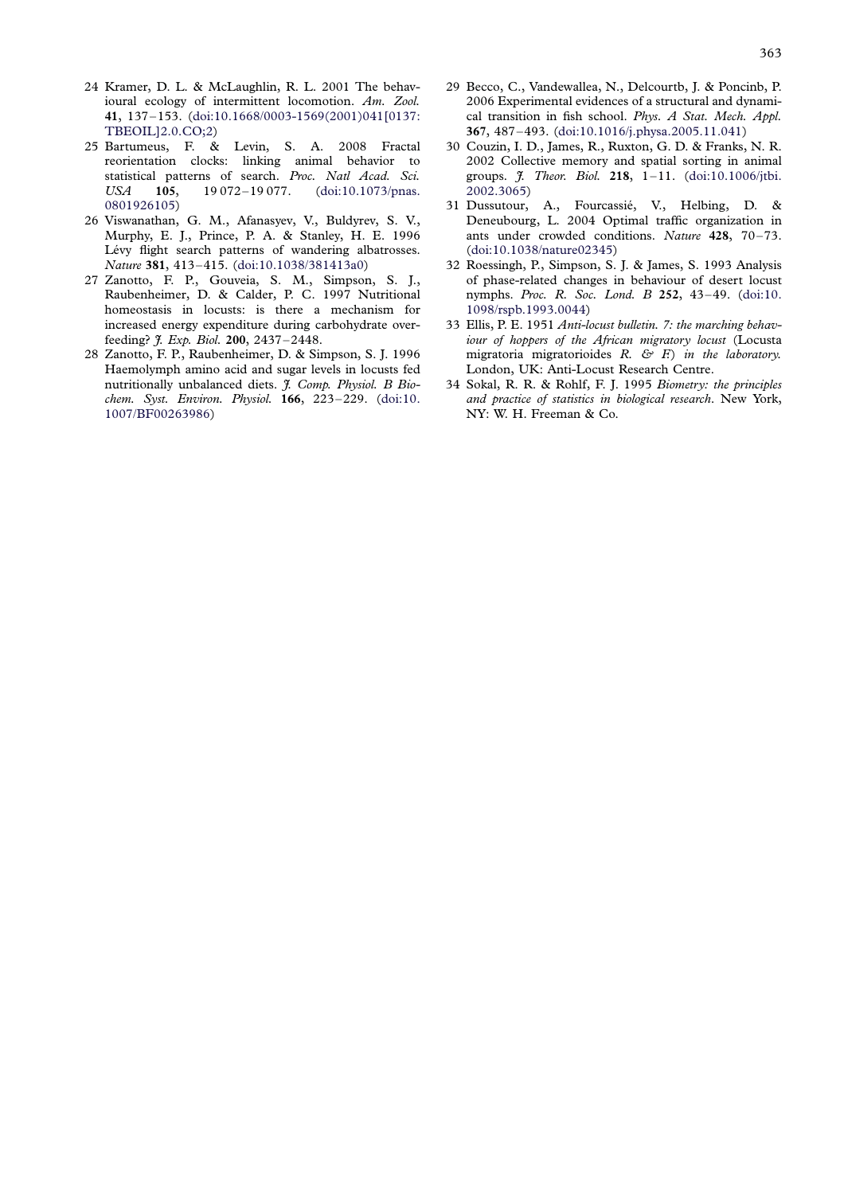24 Kramer, D. L. & McLaughlin, R. L. 2001 The behavioural ecology of intermittent locomotion. *Am. Zool.* **41**, 137–153. (doi:10.1668/0003-1569(2001)041[0137:TBEOIL]2.0.CO;2)

25 Bartumeus, F. & Levin, S. A. 2008 Fractal reorientation clocks: linking animal behavior to statistical patterns of search. *Proc. Natl Acad. Sci. USA* **105**, 19 072–19 077. (doi:10.1073/pnas.0801926105)

26 Viswanathan, G. M., Afanasyev, V., Buldyrev, S. V., Murphy, E. J., Prince, P. A. & Stanley, H. E. 1996 Lévy flight search patterns of wandering albatrosses. *Nature* **381**, 413–415. (doi:10.1038/381413a0)

27 Zanotto, F. P., Gouveia, S. M., Simpson, S. J., Raubenheimer, D. & Calder, P. C. 1997 Nutritional homeostasis in locusts: is there a mechanism for increased energy expenditure during carbohydrate overfeeding? *J. Exp. Biol.* **200**, 2437–2448.

28 Zanotto, F. P., Raubenheimer, D. & Simpson, S. J. 1996 Haemolymph amino acid and sugar levels in locusts fed nutritionally unbalanced diets. *J. Comp. Physiol. B Biochem. Syst. Environ. Physiol.* **166**, 223–229. (doi:10.1007/BF00263986)

29 Becco, C., Vandewallea, N., Delcourtb, J. & Poncinb, P. 2006 Experimental evidences of a structural and dynamical transition in fish school. *Phys. A Stat. Mech. Appl.* **367**, 487–493. (doi:10.1016/j.physa.2005.11.041)

30 Couzin, I. D., James, R., Ruxton, G. D. & Franks, N. R. 2002 Collective memory and spatial sorting in animal groups. *J. Theor. Biol.* **218**, 1–11. (doi:10.1006/jtbi.2002.3065)

31 Dussutour, A., Fourcassié, V., Helbing, D. & Deneubourg, L. 2004 Optimal traffic organization in ants under crowded conditions. *Nature* **428**, 70–73. (doi:10.1038/nature02345)

32 Roessingh, P., Simpson, S. J. & James, S. 1993 Analysis of phase-related changes in behaviour of desert locust nymphs. *Proc. R. Soc. Lond. B* **252**, 43–49. (doi:10.1098/rspb.1993.0044)

33 Ellis, P. E. 1951 *Anti-locust bulletin. 7: the marching behaviour of hoppers of the African migratory locust* (Locusta migratoria migratorioides *R. & F.*) *in the laboratory*. London, UK: Anti-Locust Research Centre.

34 Sokal, R. R. & Rohlf, F. J. 1995 *Biometry: the principles and practice of statistics in biological research*. New York, NY: W. H. Freeman & Co.